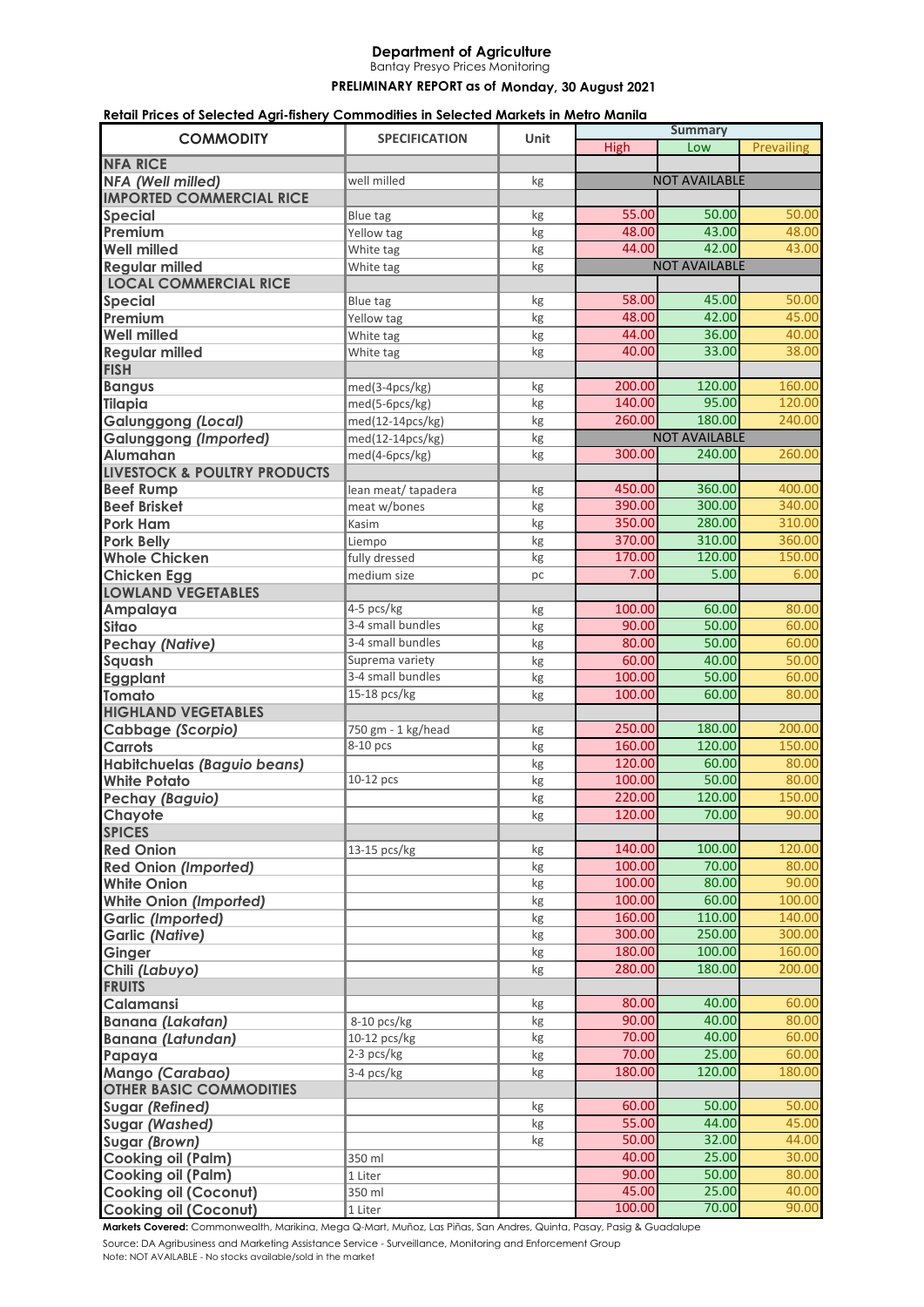**Department of Agriculture**

Bantay Presyo Prices Monitoring

**PRELIMINARY REPORT as of Monday, 30 August 2021**

**Retail Prices of Selected Agri-fishery Commodities in Selected Markets in Metro Manila**

| COMMODITY | SPECIFICATION | Unit | Summary | | |
|---|---|---|---|---|---|
| | | | High | Low | Prevailing |
| **NFA RICE** | | | | | |
| ***NFA (Well milled)*** | well milled | kg | NOT AVAILABLE | | |
| **IMPORTED COMMERCIAL RICE** | | | | | |
| **Special** | Blue tag | kg | 55.00 | 50.00 | 50.00 |
| **Premium** | Yellow tag | kg | 48.00 | 43.00 | 48.00 |
| **Well milled** | White tag | kg | 44.00 | 42.00 | 43.00 |
| **Regular milled** | White tag | kg | NOT AVAILABLE | | |
| **LOCAL COMMERCIAL RICE** | | | | | |
| **Special** | Blue tag | kg | 58.00 | 45.00 | 50.00 |
| **Premium** | Yellow tag | kg | 48.00 | 42.00 | 45.00 |
| **Well milled** | White tag | kg | 44.00 | 36.00 | 40.00 |
| **Regular milled** | White tag | kg | 40.00 | 33.00 | 38.00 |
| **FISH** | | | | | |
| **Bangus** | med(3-4pcs/kg) | kg | 200.00 | 120.00 | 160.00 |
| **Tilapia** | med(5-6pcs/kg) | kg | 140.00 | 95.00 | 120.00 |
| **Galunggong *(Local)*** | med(12-14pcs/kg) | kg | 260.00 | 180.00 | 240.00 |
| **Galunggong *(Imported)*** | med(12-14pcs/kg) | kg | NOT AVAILABLE | | |
| **Alumahan** | med(4-6pcs/kg) | kg | 300.00 | 240.00 | 260.00 |
| **LIVESTOCK & POULTRY PRODUCTS** | | | | | |
| **Beef Rump** | lean meat/ tapadera | kg | 450.00 | 360.00 | 400.00 |
| **Beef Brisket** | meat w/bones | kg | 390.00 | 300.00 | 340.00 |
| **Pork Ham** | Kasim | kg | 350.00 | 280.00 | 310.00 |
| **Pork Belly** | Liempo | kg | 370.00 | 310.00 | 360.00 |
| **Whole Chicken** | fully dressed | kg | 170.00 | 120.00 | 150.00 |
| **Chicken Egg** | medium size | pc | 7.00 | 5.00 | 6.00 |
| **LOWLAND VEGETABLES** | | | | | |
| **Ampalaya** | 4-5 pcs/kg | kg | 100.00 | 60.00 | 80.00 |
| **Sitao** | 3-4 small bundles | kg | 90.00 | 50.00 | 60.00 |
| **Pechay *(Native)*** | 3-4 small bundles | kg | 80.00 | 50.00 | 60.00 |
| **Squash** | Suprema variety | kg | 60.00 | 40.00 | 50.00 |
| **Eggplant** | 3-4 small bundles | kg | 100.00 | 50.00 | 60.00 |
| **Tomato** | 15-18 pcs/kg | kg | 100.00 | 60.00 | 80.00 |
| **HIGHLAND VEGETABLES** | | | | | |
| **Cabbage *(Scorpio)*** | 750 gm - 1 kg/head | kg | 250.00 | 180.00 | 200.00 |
| **Carrots** | 8-10 pcs | kg | 160.00 | 120.00 | 150.00 |
| **Habitchuelas *(Baguio beans)*** | | kg | 120.00 | 60.00 | 80.00 |
| **White Potato** | 10-12 pcs | kg | 100.00 | 50.00 | 80.00 |
| **Pechay *(Baguio)*** | | kg | 220.00 | 120.00 | 150.00 |
| **Chayote** | | kg | 120.00 | 70.00 | 90.00 |
| **SPICES** | | | | | |
| **Red Onion** | 13-15 pcs/kg | kg | 140.00 | 100.00 | 120.00 |
| **Red Onion *(Imported)*** | | kg | 100.00 | 70.00 | 80.00 |
| **White Onion** | | kg | 100.00 | 80.00 | 90.00 |
| **White Onion *(Imported)*** | | kg | 100.00 | 60.00 | 100.00 |
| **Garlic *(Imported)*** | | kg | 160.00 | 110.00 | 140.00 |
| **Garlic *(Native)*** | | kg | 300.00 | 250.00 | 300.00 |
| **Ginger** | | kg | 180.00 | 100.00 | 160.00 |
| **Chili *(Labuyo)*** | | kg | 280.00 | 180.00 | 200.00 |
| **FRUITS** | | | | | |
| **Calamansi** | | kg | 80.00 | 40.00 | 60.00 |
| **Banana *(Lakatan)*** | 8-10 pcs/kg | kg | 90.00 | 40.00 | 80.00 |
| **Banana *(Latundan)*** | 10-12 pcs/kg | kg | 70.00 | 40.00 | 60.00 |
| **Papaya** | 2-3 pcs/kg | kg | 70.00 | 25.00 | 60.00 |
| **Mango *(Carabao)*** | 3-4 pcs/kg | kg | 180.00 | 120.00 | 180.00 |
| **OTHER BASIC COMMODITIES** | | | | | |
| **Sugar *(Refined)*** | | kg | 60.00 | 50.00 | 50.00 |
| **Sugar *(Washed)*** | | kg | 55.00 | 44.00 | 45.00 |
| **Sugar *(Brown)*** | | kg | 50.00 | 32.00 | 44.00 |
| **Cooking oil (Palm)** | 350 ml | | 40.00 | 25.00 | 30.00 |
| **Cooking oil (Palm)** | 1 Liter | | 90.00 | 50.00 | 80.00 |
| **Cooking oil (Coconut)** | 350 ml | | 45.00 | 25.00 | 40.00 |
| **Cooking oil (Coconut)** | 1 Liter | | 100.00 | 70.00 | 90.00 |

**Markets Covered:** Commonwealth, Marikina, Mega Q-Mart, Muñoz, Las Piñas, San Andres, Quinta, Pasay, Pasig & Guadalupe

Source: DA Agribusiness and Marketing Assistance Service - Surveillance, Monitoring and Enforcement Group

Note: NOT AVAILABLE - No stocks available/sold in the market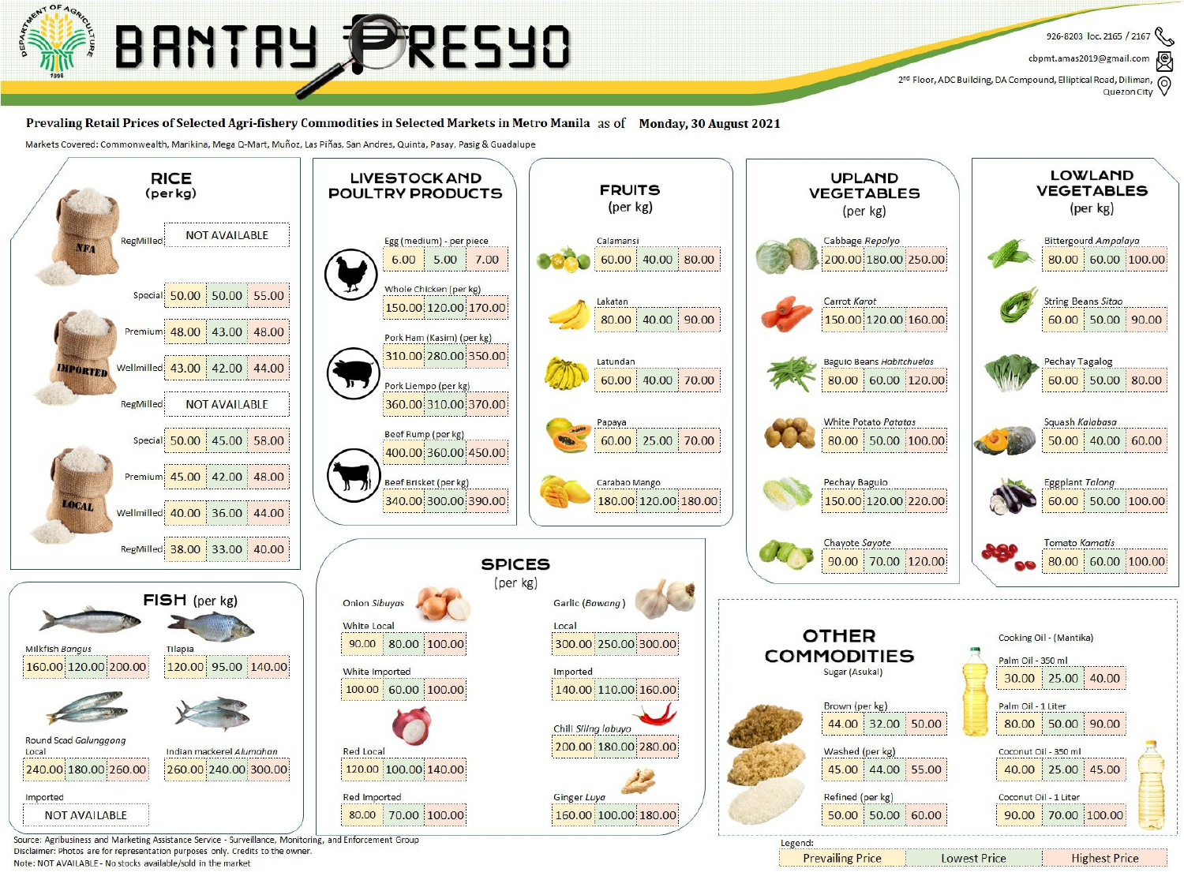# BANTAY PRESYO

926-8203 loc. 2165 / 2167
cbpmt.amas2019@gmail.com
2nd Floor, ADC Building, DA Compound, Elliptical Road, Diliman, Quezon City

**Prevailing Retail Prices of Selected Agri-fishery Commodities in Selected Markets in Metro Manila** as of **Monday, 30 August 2021**

Markets Covered: Commonwealth, Marikina, Mega Q-Mart, Muñoz, Las Piñas, San Andres, Quinta, Pasay, Pasig & Guadalupe

## RICE (per kg)

| Type | Variety | Prevailing Price | Lowest Price | Highest Price |
|---|---|---|---|---|
| NFA | RegMilled | NOT AVAILABLE | | |
| IMPORTED | Special | 50.00 | 50.00 | 55.00 |
| IMPORTED | Premium | 48.00 | 43.00 | 48.00 |
| IMPORTED | Wellmilled | 43.00 | 42.00 | 44.00 |
| IMPORTED | RegMilled | NOT AVAILABLE | | |
| LOCAL | Special | 50.00 | 45.00 | 58.00 |
| LOCAL | Premium | 45.00 | 42.00 | 48.00 |
| LOCAL | Wellmilled | 40.00 | 36.00 | 44.00 |
| LOCAL | RegMilled | 38.00 | 33.00 | 40.00 |

## LIVESTOCK AND POULTRY PRODUCTS

| Commodity | Prevailing Price | Lowest Price | Highest Price |
|---|---|---|---|
| Egg (medium) - per piece | 6.00 | 5.00 | 7.00 |
| Whole Chicken (per kg) | 150.00 | 120.00 | 170.00 |
| Pork Ham (Kasim) (per kg) | 310.00 | 280.00 | 350.00 |
| Pork Liempo (per kg) | 360.00 | 310.00 | 370.00 |
| Beef Rump (per kg) | 400.00 | 360.00 | 450.00 |
| Beef Brisket (per kg) | 340.00 | 300.00 | 390.00 |

## FRUITS (per kg)

| Commodity | Prevailing Price | Lowest Price | Highest Price |
|---|---|---|---|
| Calamansi | 60.00 | 40.00 | 80.00 |
| Lakatan | 80.00 | 40.00 | 90.00 |
| Latundan | 60.00 | 40.00 | 70.00 |
| Papaya | 60.00 | 25.00 | 70.00 |
| Carabao Mango | 180.00 | 120.00 | 180.00 |

## UPLAND VEGETABLES (per kg)

| Commodity | Prevailing Price | Lowest Price | Highest Price |
|---|---|---|---|
| Cabbage *Repolyo* | 200.00 | 180.00 | 250.00 |
| Carrot *Karot* | 150.00 | 120.00 | 160.00 |
| Baguio Beans *Habitchuelas* | 80.00 | 60.00 | 120.00 |
| White Potato *Patatas* | 80.00 | 50.00 | 100.00 |
| Pechay Baguio | 150.00 | 120.00 | 220.00 |
| Chayote *Sayote* | 90.00 | 70.00 | 120.00 |

## LOWLAND VEGETABLES (per kg)

| Commodity | Prevailing Price | Lowest Price | Highest Price |
|---|---|---|---|
| Bittergourd *Ampalaya* | 80.00 | 60.00 | 100.00 |
| String Beans *Sitao* | 60.00 | 50.00 | 90.00 |
| Pechay Tagalog | 60.00 | 50.00 | 80.00 |
| Squash *Kalabasa* | 50.00 | 40.00 | 60.00 |
| Eggplant *Talong* | 60.00 | 50.00 | 100.00 |
| Tomato *Kamatis* | 80.00 | 60.00 | 100.00 |

## FISH (per kg)

| Commodity | Prevailing Price | Lowest Price | Highest Price |
|---|---|---|---|
| Milkfish *Bangus* | 160.00 | 120.00 | 200.00 |
| Tilapia | 120.00 | 95.00 | 140.00 |
| Round Scad *Galunggong* Local | 240.00 | 180.00 | 260.00 |
| Round Scad *Galunggong* Imported | NOT AVAILABLE | | |
| Indian mackerel *Alumahan* | 260.00 | 240.00 | 300.00 |

## SPICES (per kg)

| Commodity | Prevailing Price | Lowest Price | Highest Price |
|---|---|---|---|
| Onion *Sibuyas* - White Local | 90.00 | 80.00 | 100.00 |
| Onion *Sibuyas* - White Imported | 100.00 | 60.00 | 100.00 |
| Onion *Sibuyas* - Red Local | 120.00 | 100.00 | 140.00 |
| Onion *Sibuyas* - Red Imported | 80.00 | 70.00 | 100.00 |
| Garlic (*Bawang*) - Local | 300.00 | 250.00 | 300.00 |
| Garlic (*Bawang*) - Imported | 140.00 | 110.00 | 160.00 |
| Chili *Siling labuyo* | 200.00 | 180.00 | 280.00 |
| Ginger *Luya* | 160.00 | 100.00 | 180.00 |

## OTHER COMMODITIES

| Commodity | Prevailing Price | Lowest Price | Highest Price |
|---|---|---|---|
| Sugar (Asukal) - Brown (per kg) | 44.00 | 32.00 | 50.00 |
| Sugar (Asukal) - Washed (per kg) | 45.00 | 44.00 | 55.00 |
| Sugar (Asukal) - Refined (per kg) | 50.00 | 50.00 | 60.00 |
| Cooking Oil - (Mantika) - Palm Oil - 350 ml | 30.00 | 25.00 | 40.00 |
| Cooking Oil - (Mantika) - Palm Oil - 1 Liter | 80.00 | 50.00 | 90.00 |
| Cooking Oil - (Mantika) - Coconut Oil - 350 ml | 40.00 | 25.00 | 45.00 |
| Cooking Oil - (Mantika) - Coconut Oil - 1 Liter | 90.00 | 70.00 | 100.00 |

Legend: Prevailing Price | Lowest Price | Highest Price

Source: Agribusiness and Marketing Assistance Service - Surveillance, Monitoring, and Enforcement Group
Disclaimer: Photos are for representation purposes only. Credits to the owner.
Note: NOT AVAILABLE - No stocks available/sold in the market